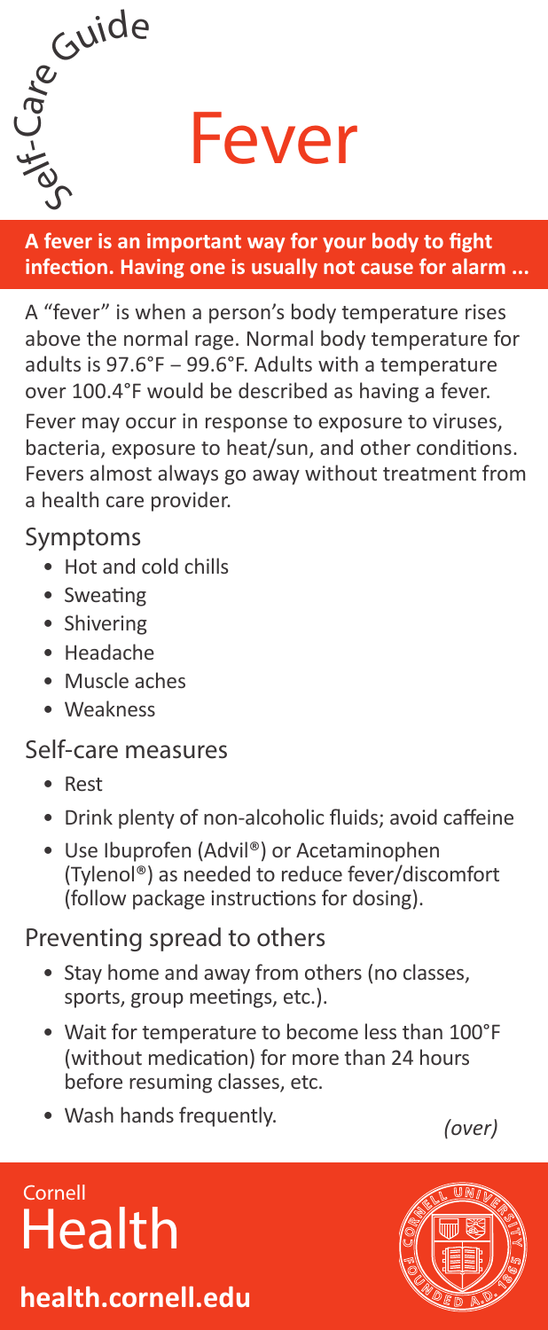Self-Care Guide

# Fever

**A fever is an important way for your body to fight infection. Having one is usually not cause for alarm ...**

A "fever" is when a person's body temperature rises above the normal rage. Normal body temperature for adults is 97.6°F – 99.6°F. Adults with a temperature over 100.4°F would be described as having a fever.

Fever may occur in response to exposure to viruses, bacteria, exposure to heat/sun, and other conditions. Fevers almost always go away without treatment from a health care provider.

## Symptoms

- Hot and cold chills
- Sweating
- Shivering
- Headache
- Muscle aches
- Weakness

## Self-care measures

- Rest
- Drink plenty of non-alcoholic fluids; avoid caffeine
- Use Ibuprofen (Advil®) or Acetaminophen (Tylenol®) as needed to reduce fever/discomfort (follow package instructions for dosing).

## Preventing spread to others

- Stay home and away from others (no classes, sports, group meetings, etc.).
- Wait for temperature to become less than 100°F (without medication) for more than 24 hours before resuming classes, etc.
- Wash hands frequently.

*(over)*

Cornell Health

**health.cornell.edu**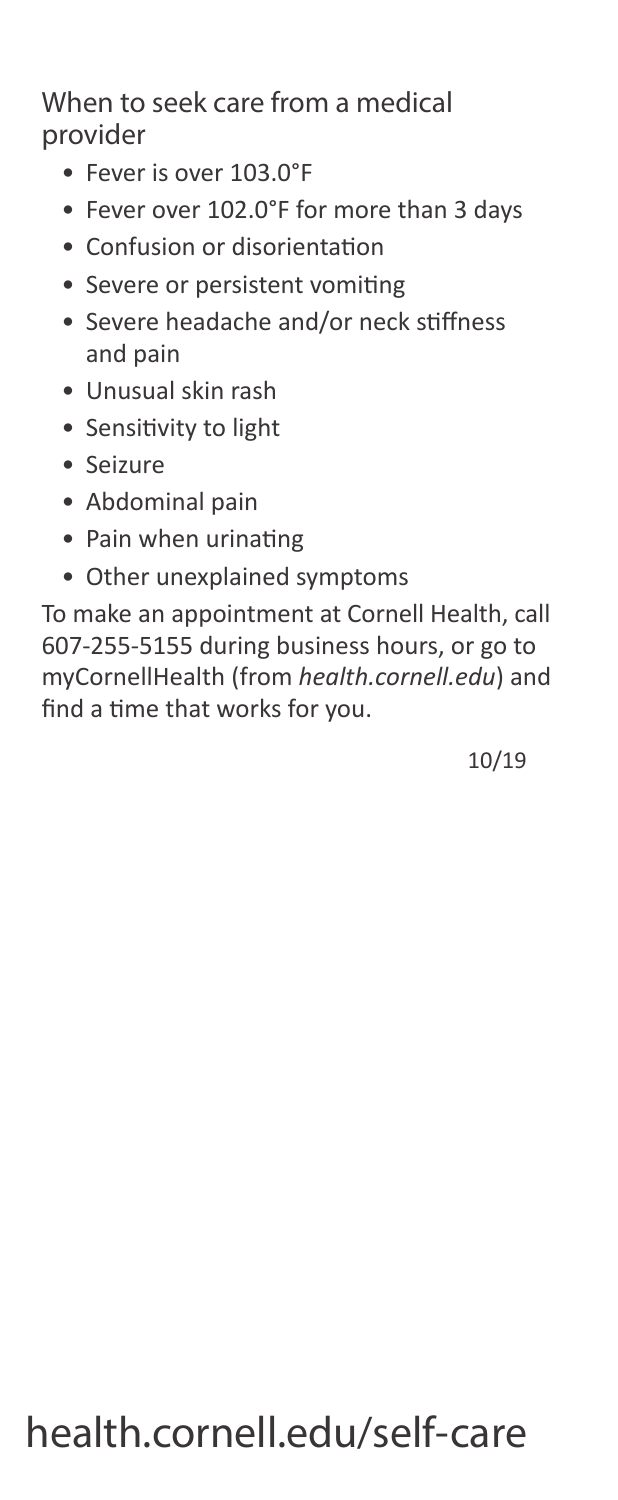## When to seek care from a medical provider

- Fever is over 103.0°F
- Fever over 102.0°F for more than 3 days
- Confusion or disorientation
- Severe or persistent vomiting
- Severe headache and/or neck stiffness and pain
- Unusual skin rash
- Sensitivity to light
- Seizure
- Abdominal pain
- Pain when urinating
- Other unexplained symptoms

To make an appointment at Cornell Health, call 607-255-5155 during business hours, or go to myCornellHealth (from *health.cornell.edu*) and find a time that works for you.

10/19

# health.cornell.edu/self-care